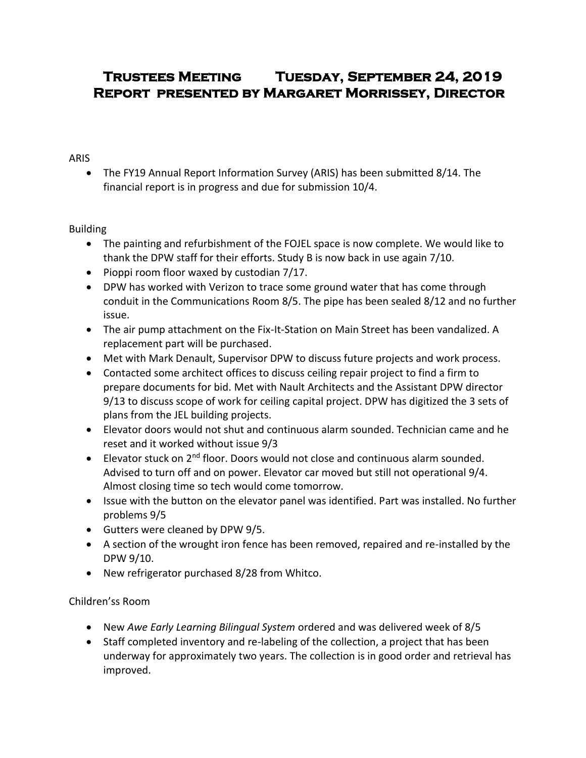# Trustees Meeting Tuesday, September 24, 2019
# Report presented by Margaret Morrissey, Director

ARIS

- The FY19 Annual Report Information Survey (ARIS) has been submitted 8/14. The financial report is in progress and due for submission 10/4.

Building

- The painting and refurbishment of the FOJEL space is now complete. We would like to thank the DPW staff for their efforts. Study B is now back in use again 7/10.
- Pioppi room floor waxed by custodian 7/17.
- DPW has worked with Verizon to trace some ground water that has come through conduit in the Communications Room 8/5. The pipe has been sealed 8/12 and no further issue.
- The air pump attachment on the Fix-It-Station on Main Street has been vandalized. A replacement part will be purchased.
- Met with Mark Denault, Supervisor DPW to discuss future projects and work process.
- Contacted some architect offices to discuss ceiling repair project to find a firm to prepare documents for bid. Met with Nault Architects and the Assistant DPW director 9/13 to discuss scope of work for ceiling capital project. DPW has digitized the 3 sets of plans from the JEL building projects.
- Elevator doors would not shut and continuous alarm sounded. Technician came and he reset and it worked without issue 9/3
- Elevator stuck on 2nd floor. Doors would not close and continuous alarm sounded. Advised to turn off and on power. Elevator car moved but still not operational 9/4. Almost closing time so tech would come tomorrow.
- Issue with the button on the elevator panel was identified. Part was installed. No further problems 9/5
- Gutters were cleaned by DPW 9/5.
- A section of the wrought iron fence has been removed, repaired and re-installed by the DPW 9/10.
- New refrigerator purchased 8/28 from Whitco.

Children'ss Room

- New *Awe Early Learning Bilingual System* ordered and was delivered week of 8/5
- Staff completed inventory and re-labeling of the collection, a project that has been underway for approximately two years. The collection is in good order and retrieval has improved.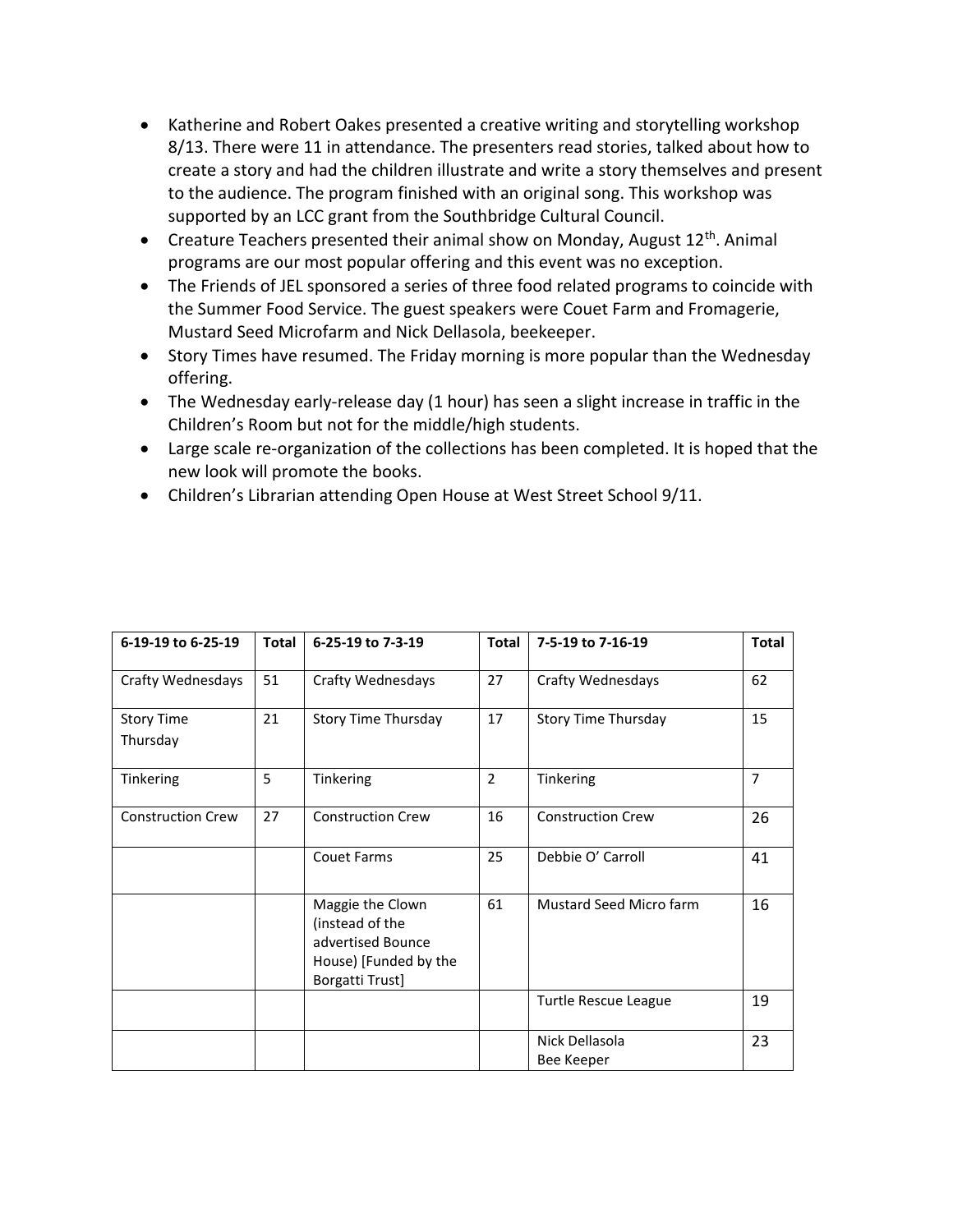- Katherine and Robert Oakes presented a creative writing and storytelling workshop 8/13. There were 11 in attendance. The presenters read stories, talked about how to create a story and had the children illustrate and write a story themselves and present to the audience. The program finished with an original song. This workshop was supported by an LCC grant from the Southbridge Cultural Council.
- Creature Teachers presented their animal show on Monday, August 12th. Animal programs are our most popular offering and this event was no exception.
- The Friends of JEL sponsored a series of three food related programs to coincide with the Summer Food Service. The guest speakers were Couet Farm and Fromagerie, Mustard Seed Microfarm and Nick Dellasola, beekeeper.
- Story Times have resumed. The Friday morning is more popular than the Wednesday offering.
- The Wednesday early-release day (1 hour) has seen a slight increase in traffic in the Children's Room but not for the middle/high students.
- Large scale re-organization of the collections has been completed. It is hoped that the new look will promote the books.
- Children's Librarian attending Open House at West Street School 9/11.

| 6-19-19 to 6-25-19 | Total | 6-25-19 to 7-3-19 | Total | 7-5-19 to 7-16-19 | Total |
|---|---|---|---|---|---|
| Crafty Wednesdays | 51 | Crafty Wednesdays | 27 | Crafty Wednesdays | 62 |
| Story Time Thursday | 21 | Story Time Thursday | 17 | Story Time Thursday | 15 |
| Tinkering | 5 | Tinkering | 2 | Tinkering | 7 |
| Construction Crew | 27 | Construction Crew | 16 | Construction Crew | 26 |
| | | Couet Farms | 25 | Debbie O' Carroll | 41 |
| | | Maggie the Clown (instead of the advertised Bounce House) [Funded by the Borgatti Trust] | 61 | Mustard Seed Micro farm | 16 |
| | | | | Turtle Rescue League | 19 |
| | | | | Nick Dellasola Bee Keeper | 23 |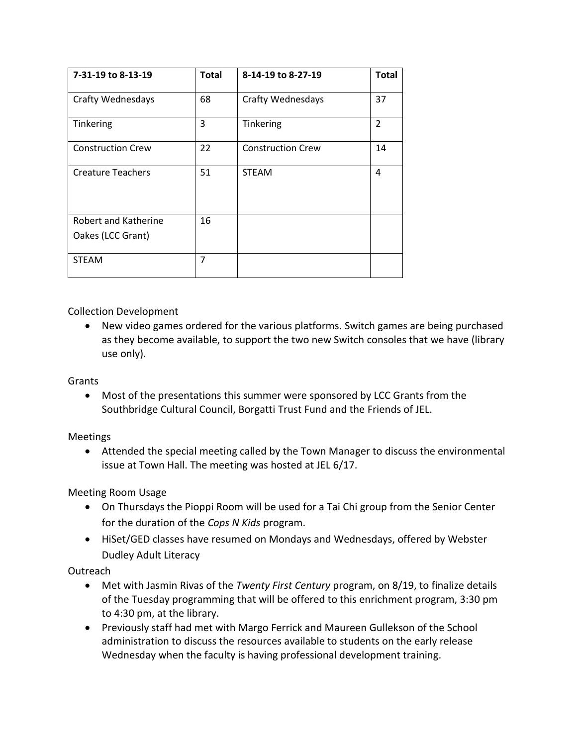| 7-31-19 to 8-13-19 | Total | 8-14-19 to 8-27-19 | Total |
|---|---|---|---|
| Crafty Wednesdays | 68 | Crafty Wednesdays | 37 |
| Tinkering | 3 | Tinkering | 2 |
| Construction Crew | 22 | Construction Crew | 14 |
| Creature Teachers | 51 | STEAM | 4 |
| Robert and Katherine Oakes (LCC Grant) | 16 | | |
| STEAM | 7 | | |

Collection Development

- New video games ordered for the various platforms. Switch games are being purchased as they become available, to support the two new Switch consoles that we have (library use only).

Grants

- Most of the presentations this summer were sponsored by LCC Grants from the Southbridge Cultural Council, Borgatti Trust Fund and the Friends of JEL.

Meetings

- Attended the special meeting called by the Town Manager to discuss the environmental issue at Town Hall. The meeting was hosted at JEL 6/17.

Meeting Room Usage

- On Thursdays the Pioppi Room will be used for a Tai Chi group from the Senior Center for the duration of the *Cops N Kids* program.
- HiSet/GED classes have resumed on Mondays and Wednesdays, offered by Webster Dudley Adult Literacy

Outreach

- Met with Jasmin Rivas of the *Twenty First Century* program, on 8/19, to finalize details of the Tuesday programming that will be offered to this enrichment program, 3:30 pm to 4:30 pm, at the library.
- Previously staff had met with Margo Ferrick and Maureen Gullekson of the School administration to discuss the resources available to students on the early release Wednesday when the faculty is having professional development training.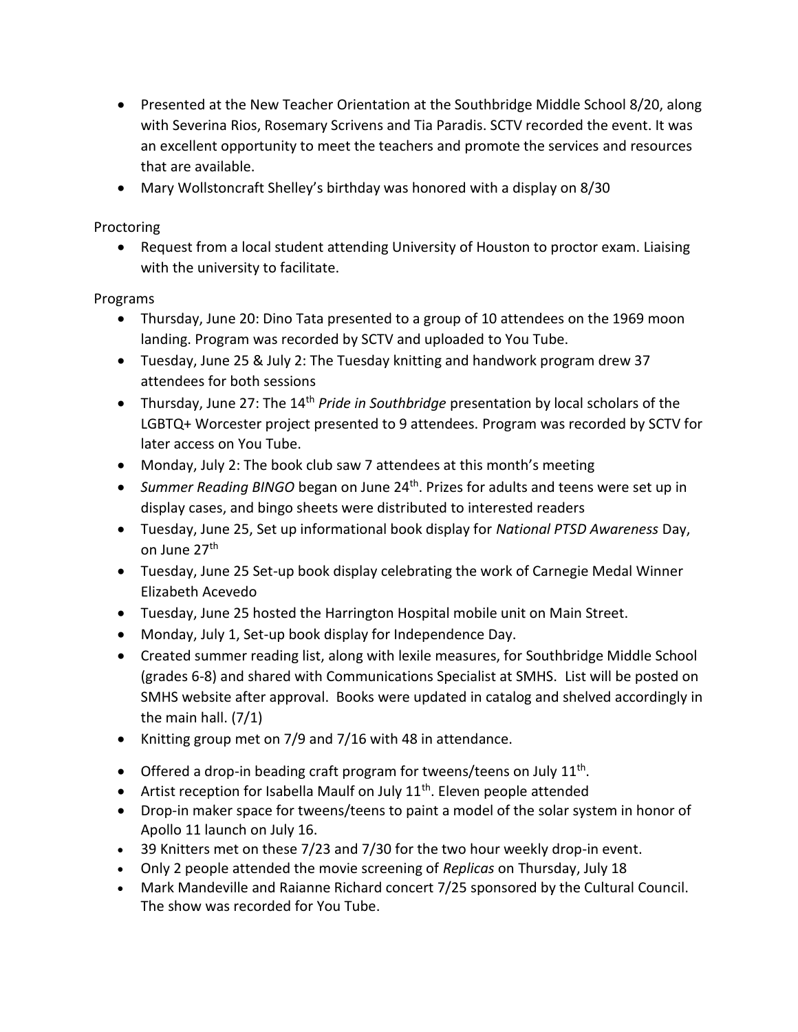- Presented at the New Teacher Orientation at the Southbridge Middle School 8/20, along with Severina Rios, Rosemary Scrivens and Tia Paradis. SCTV recorded the event. It was an excellent opportunity to meet the teachers and promote the services and resources that are available.
- Mary Wollstoncraft Shelley's birthday was honored with a display on 8/30

Proctoring

- Request from a local student attending University of Houston to proctor exam. Liaising with the university to facilitate.

Programs

- Thursday, June 20: Dino Tata presented to a group of 10 attendees on the 1969 moon landing. Program was recorded by SCTV and uploaded to You Tube.
- Tuesday, June 25 & July 2: The Tuesday knitting and handwork program drew 37 attendees for both sessions
- Thursday, June 27: The 14th *Pride in Southbridge* presentation by local scholars of the LGBTQ+ Worcester project presented to 9 attendees. Program was recorded by SCTV for later access on You Tube.
- Monday, July 2: The book club saw 7 attendees at this month's meeting
- *Summer Reading BINGO* began on June 24th. Prizes for adults and teens were set up in display cases, and bingo sheets were distributed to interested readers
- Tuesday, June 25, Set up informational book display for *National PTSD Awareness* Day, on June 27th
- Tuesday, June 25 Set-up book display celebrating the work of Carnegie Medal Winner Elizabeth Acevedo
- Tuesday, June 25 hosted the Harrington Hospital mobile unit on Main Street.
- Monday, July 1, Set-up book display for Independence Day.
- Created summer reading list, along with lexile measures, for Southbridge Middle School (grades 6-8) and shared with Communications Specialist at SMHS. List will be posted on SMHS website after approval. Books were updated in catalog and shelved accordingly in the main hall. (7/1)
- Knitting group met on 7/9 and 7/16 with 48 in attendance.
- Offered a drop-in beading craft program for tweens/teens on July 11th.
- Artist reception for Isabella Maulf on July 11th. Eleven people attended
- Drop-in maker space for tweens/teens to paint a model of the solar system in honor of Apollo 11 launch on July 16.
- 39 Knitters met on these 7/23 and 7/30 for the two hour weekly drop-in event.
- Only 2 people attended the movie screening of *Replicas* on Thursday, July 18
- Mark Mandeville and Raianne Richard concert 7/25 sponsored by the Cultural Council. The show was recorded for You Tube.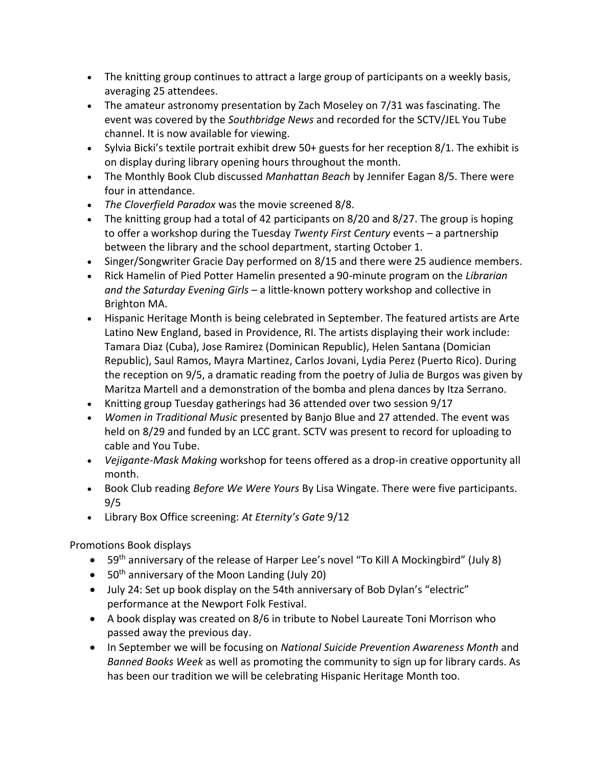- The knitting group continues to attract a large group of participants on a weekly basis, averaging 25 attendees.
- The amateur astronomy presentation by Zach Moseley on 7/31 was fascinating. The event was covered by the *Southbridge News* and recorded for the SCTV/JEL You Tube channel. It is now available for viewing.
- Sylvia Bicki's textile portrait exhibit drew 50+ guests for her reception 8/1. The exhibit is on display during library opening hours throughout the month.
- The Monthly Book Club discussed *Manhattan Beach* by Jennifer Eagan 8/5. There were four in attendance.
- *The Cloverfield Paradox* was the movie screened 8/8.
- The knitting group had a total of 42 participants on 8/20 and 8/27. The group is hoping to offer a workshop during the Tuesday *Twenty First Century* events – a partnership between the library and the school department, starting October 1.
- Singer/Songwriter Gracie Day performed on 8/15 and there were 25 audience members.
- Rick Hamelin of Pied Potter Hamelin presented a 90-minute program on the *Librarian and the Saturday Evening Girls* – a little-known pottery workshop and collective in Brighton MA.
- Hispanic Heritage Month is being celebrated in September. The featured artists are Arte Latino New England, based in Providence, RI. The artists displaying their work include: Tamara Diaz (Cuba), Jose Ramirez (Dominican Republic), Helen Santana (Domician Republic), Saul Ramos, Mayra Martinez, Carlos Jovani, Lydia Perez (Puerto Rico). During the reception on 9/5, a dramatic reading from the poetry of Julia de Burgos was given by Maritza Martell and a demonstration of the bomba and plena dances by Itza Serrano.
- Knitting group Tuesday gatherings had 36 attended over two session 9/17
- *Women in Traditional Music* presented by Banjo Blue and 27 attended. The event was held on 8/29 and funded by an LCC grant. SCTV was present to record for uploading to cable and You Tube.
- *Vejigante-Mask Making* workshop for teens offered as a drop-in creative opportunity all month.
- Book Club reading *Before We Were Yours* By Lisa Wingate. There were five participants. 9/5
- Library Box Office screening: *At Eternity's Gate* 9/12

Promotions Book displays

- 59th anniversary of the release of Harper Lee's novel "To Kill A Mockingbird" (July 8)
- 50th anniversary of the Moon Landing (July 20)
- July 24: Set up book display on the 54th anniversary of Bob Dylan's "electric" performance at the Newport Folk Festival.
- A book display was created on 8/6 in tribute to Nobel Laureate Toni Morrison who passed away the previous day.
- In September we will be focusing on *National Suicide Prevention Awareness Month* and *Banned Books Week* as well as promoting the community to sign up for library cards. As has been our tradition we will be celebrating Hispanic Heritage Month too.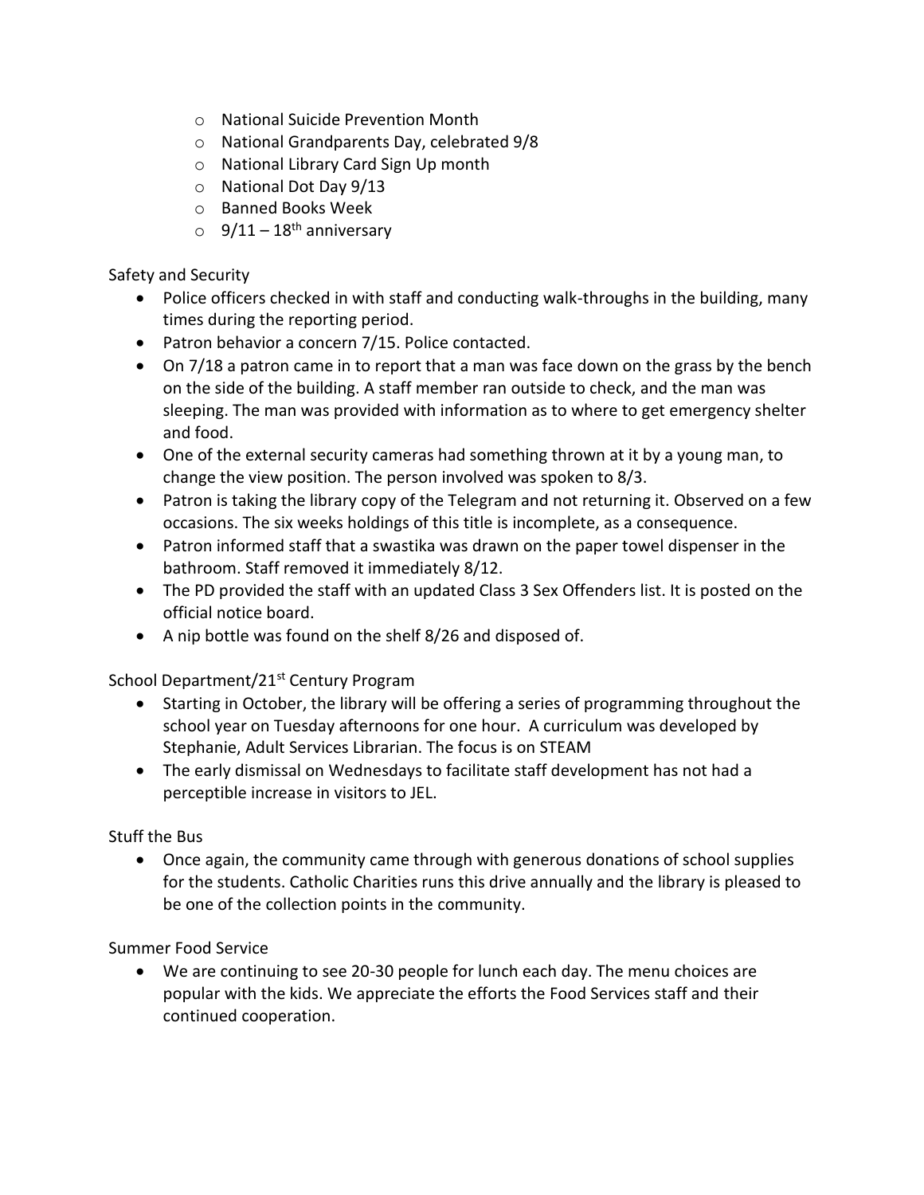- National Suicide Prevention Month
- National Grandparents Day, celebrated 9/8
- National Library Card Sign Up month
- National Dot Day 9/13
- Banned Books Week
- 9/11 – 18th anniversary

Safety and Security

- Police officers checked in with staff and conducting walk-throughs in the building, many times during the reporting period.
- Patron behavior a concern 7/15. Police contacted.
- On 7/18 a patron came in to report that a man was face down on the grass by the bench on the side of the building. A staff member ran outside to check, and the man was sleeping. The man was provided with information as to where to get emergency shelter and food.
- One of the external security cameras had something thrown at it by a young man, to change the view position. The person involved was spoken to 8/3.
- Patron is taking the library copy of the Telegram and not returning it. Observed on a few occasions. The six weeks holdings of this title is incomplete, as a consequence.
- Patron informed staff that a swastika was drawn on the paper towel dispenser in the bathroom. Staff removed it immediately 8/12.
- The PD provided the staff with an updated Class 3 Sex Offenders list. It is posted on the official notice board.
- A nip bottle was found on the shelf 8/26 and disposed of.

School Department/21st Century Program

- Starting in October, the library will be offering a series of programming throughout the school year on Tuesday afternoons for one hour. A curriculum was developed by Stephanie, Adult Services Librarian. The focus is on STEAM
- The early dismissal on Wednesdays to facilitate staff development has not had a perceptible increase in visitors to JEL.

Stuff the Bus

- Once again, the community came through with generous donations of school supplies for the students. Catholic Charities runs this drive annually and the library is pleased to be one of the collection points in the community.

Summer Food Service

- We are continuing to see 20-30 people for lunch each day. The menu choices are popular with the kids. We appreciate the efforts the Food Services staff and their continued cooperation.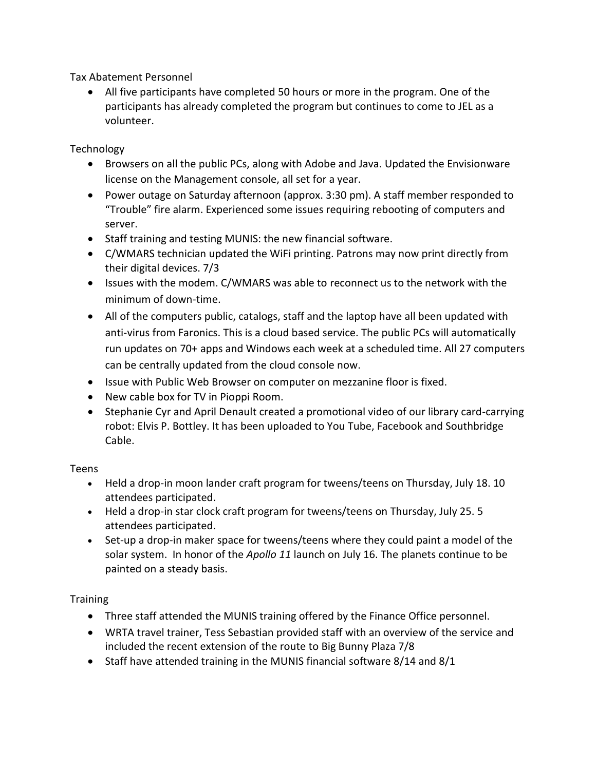Tax Abatement Personnel

- All five participants have completed 50 hours or more in the program. One of the participants has already completed the program but continues to come to JEL as a volunteer.

Technology

- Browsers on all the public PCs, along with Adobe and Java. Updated the Envisionware license on the Management console, all set for a year.
- Power outage on Saturday afternoon (approx. 3:30 pm). A staff member responded to "Trouble" fire alarm. Experienced some issues requiring rebooting of computers and server.
- Staff training and testing MUNIS: the new financial software.
- C/WMARS technician updated the WiFi printing. Patrons may now print directly from their digital devices. 7/3
- Issues with the modem. C/WMARS was able to reconnect us to the network with the minimum of down-time.
- All of the computers public, catalogs, staff and the laptop have all been updated with anti-virus from Faronics. This is a cloud based service. The public PCs will automatically run updates on 70+ apps and Windows each week at a scheduled time. All 27 computers can be centrally updated from the cloud console now.
- Issue with Public Web Browser on computer on mezzanine floor is fixed.
- New cable box for TV in Pioppi Room.
- Stephanie Cyr and April Denault created a promotional video of our library card-carrying robot: Elvis P. Bottley. It has been uploaded to You Tube, Facebook and Southbridge Cable.

Teens

- Held a drop-in moon lander craft program for tweens/teens on Thursday, July 18. 10 attendees participated.
- Held a drop-in star clock craft program for tweens/teens on Thursday, July 25. 5 attendees participated.
- Set-up a drop-in maker space for tweens/teens where they could paint a model of the solar system. In honor of the *Apollo 11* launch on July 16. The planets continue to be painted on a steady basis.

Training

- Three staff attended the MUNIS training offered by the Finance Office personnel.
- WRTA travel trainer, Tess Sebastian provided staff with an overview of the service and included the recent extension of the route to Big Bunny Plaza 7/8
- Staff have attended training in the MUNIS financial software 8/14 and 8/1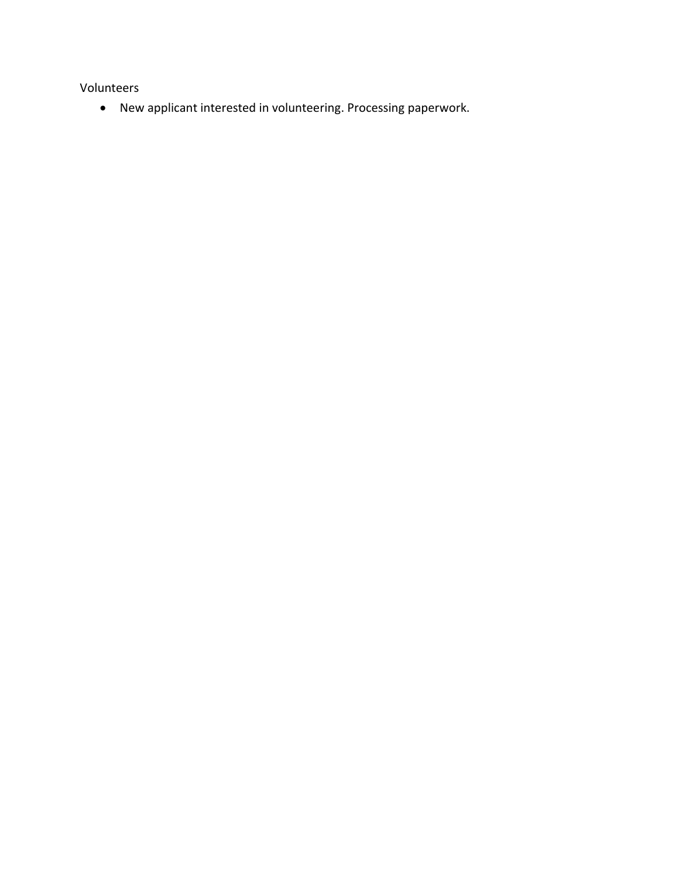Volunteers

- New applicant interested in volunteering. Processing paperwork.